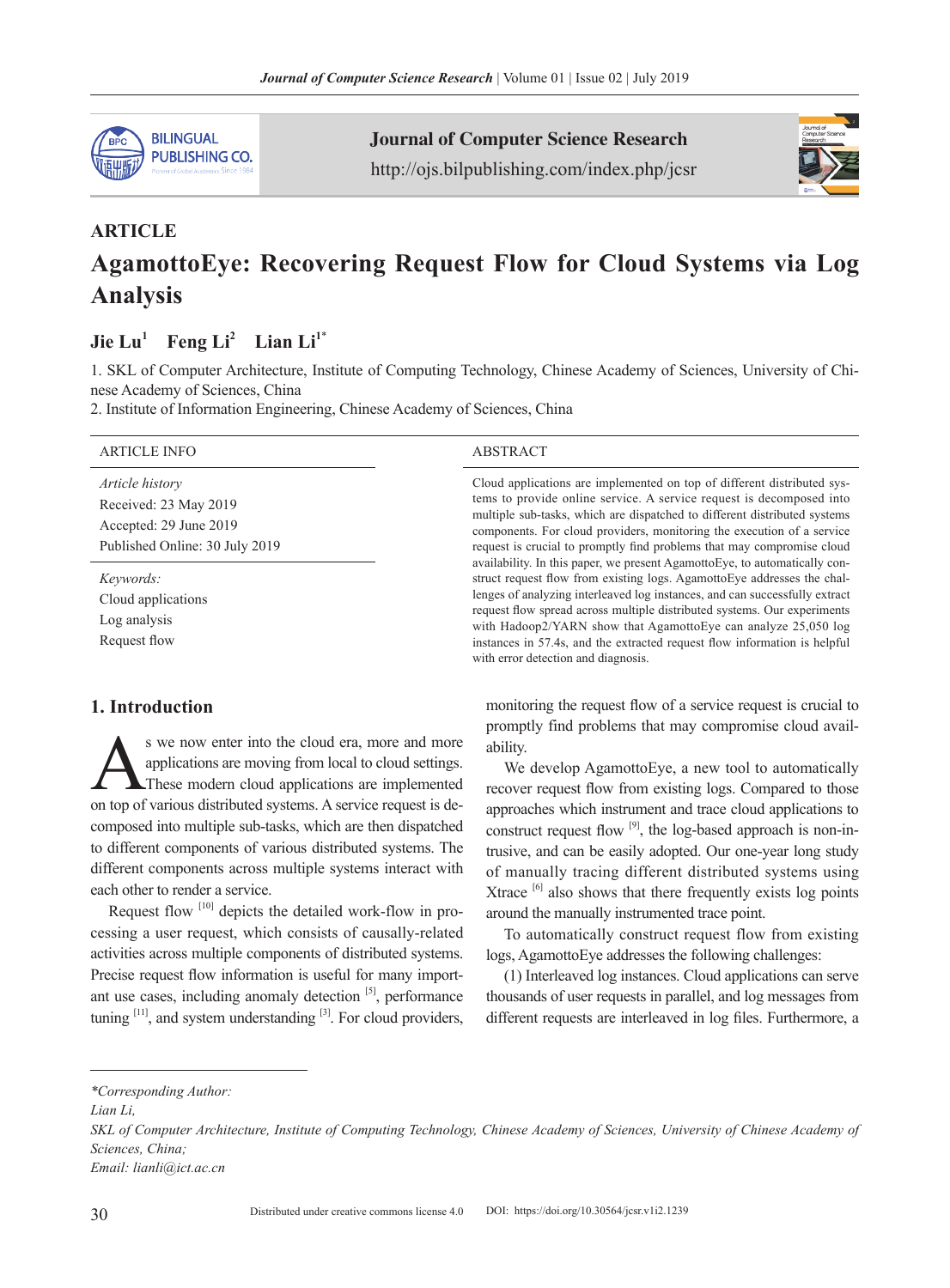**ARTICLE**

# AgamottoEye: Recovering Request Flow for Cloud Systems via Log Analysis

**Jie Lu[1] Feng Li[2] Lian Li[1*]**

1. SKL of Computer Architecture, Institute of Computing Technology, Chinese Academy of Sciences, University of Chinese Academy of Sciences, China
2. Institute of Information Engineering, Chinese Academy of Sciences, China

---

ARTICLE INFO

*Article history*
Received: 23 May 2019
Accepted: 29 June 2019
Published Online: 30 July 2019

*Keywords:*
Cloud applications
Log analysis
Request flow

---

ABSTRACT

Cloud applications are implemented on top of different distributed systems to provide online service. A service request is decomposed into multiple sub-tasks, which are dispatched to different distributed systems components. For cloud providers, monitoring the execution of a service request is crucial to promptly find problems that may compromise cloud availability. In this paper, we present AgamottoEye, to automatically construct request flow from existing logs. AgamottoEye addresses the challenges of analyzing interleaved log instances, and can successfully extract request flow spread across multiple distributed systems. Our experiments with Hadoop2/YARN show that AgamottoEye can analyze 25,050 log instances in 57.4s, and the extracted request flow information is helpful with error detection and diagnosis.

---

## 1. Introduction

As we now enter into the cloud era, more and more applications are moving from local to cloud settings. These modern cloud applications are implemented on top of various distributed systems. A service request is decomposed into multiple sub-tasks, which are then dispatched to different components of various distributed systems. The different components across multiple systems interact with each other to render a service.

Request flow [10] depicts the detailed work-flow in processing a user request, which consists of causally-related activities across multiple components of distributed systems. Precise request flow information is useful for many important use cases, including anomaly detection [5], performance tuning [11], and system understanding [3]. For cloud providers, monitoring the request flow of a service request is crucial to promptly find problems that may compromise cloud availability.

We develop AgamottoEye, a new tool to automatically recover request flow from existing logs. Compared to those approaches which instrument and trace cloud applications to construct request flow [9], the log-based approach is non-intrusive, and can be easily adopted. Our one-year long study of manually tracing different distributed systems using Xtrace [6] also shows that there frequently exists log points around the manually instrumented trace point.

To automatically construct request flow from existing logs, AgamottoEye addresses the following challenges:

(1) Interleaved log instances. Cloud applications can serve thousands of user requests in parallel, and log messages from different requests are interleaved in log files. Furthermore, a

---

*\*Corresponding Author:*
*Lian Li,*
*SKL of Computer Architecture, Institute of Computing Technology, Chinese Academy of Sciences, University of Chinese Academy of Sciences, China;*
*Email: lianli@ict.ac.cn*

Distributed under creative commons license 4.0 DOI: https://doi.org/10.30564/jcsr.v1i2.1239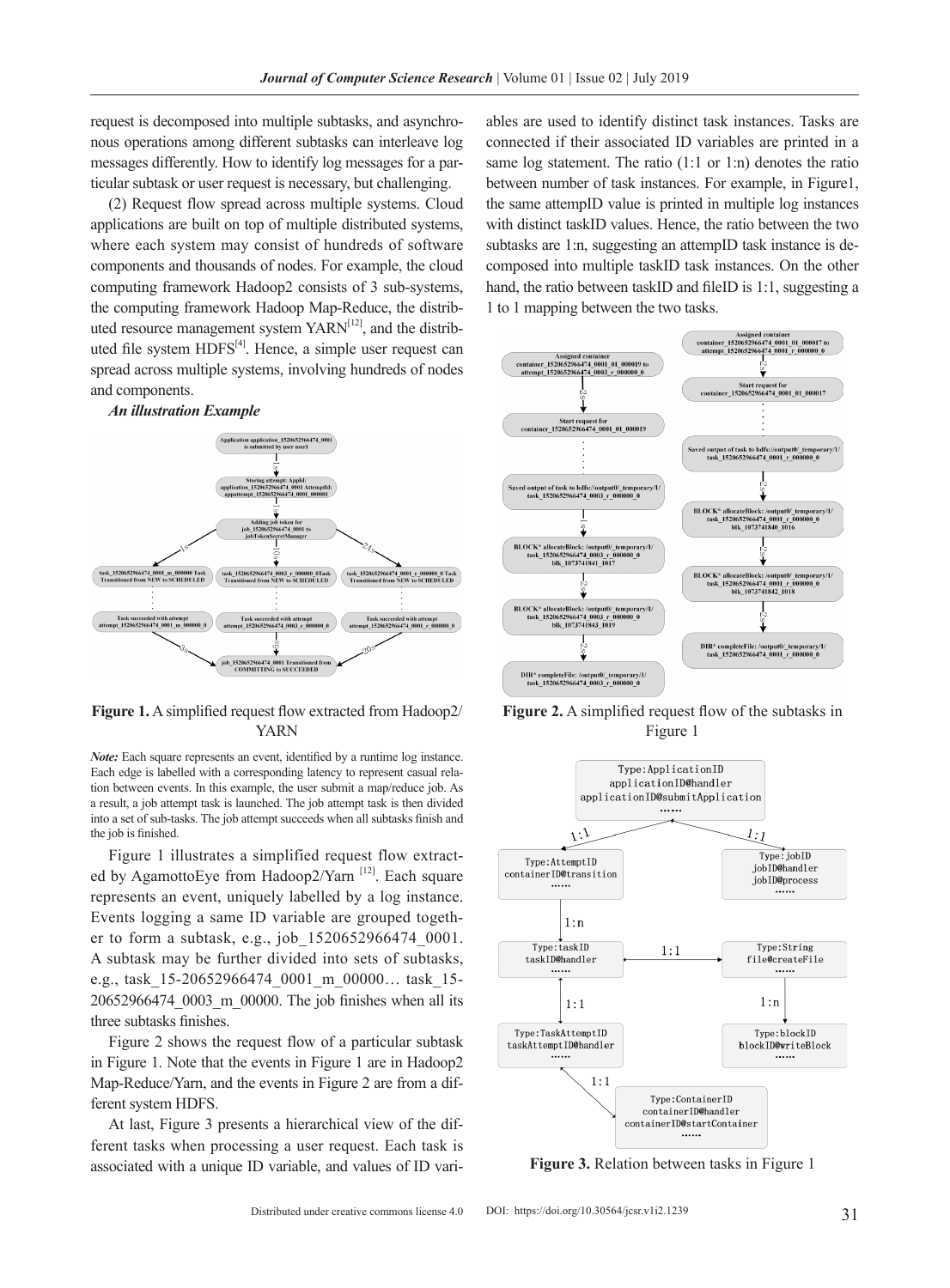request is decomposed into multiple subtasks, and asynchronous operations among different subtasks can interleave log messages differently. How to identify log messages for a particular subtask or user request is necessary, but challenging.

(2) Request flow spread across multiple systems. Cloud applications are built on top of multiple distributed systems, where each system may consist of hundreds of software components and thousands of nodes. For example, the cloud computing framework Hadoop2 consists of 3 sub-systems, the computing framework Hadoop Map-Reduce, the distributed resource management system YARN[12], and the distributed file system HDFS[4]. Hence, a simple user request can spread across multiple systems, involving hundreds of nodes and components.

***An illustration Example***

**Figure 1.** A simplified request flow extracted from Hadoop2/YARN

*Note:* Each square represents an event, identified by a runtime log instance. Each edge is labelled with a corresponding latency to represent casual relation between events. In this example, the user submit a map/reduce job. As a result, a job attempt task is launched. The job attempt task is then divided into a set of sub-tasks. The job attempt succeeds when all subtasks finish and the job is finished.

Figure 1 illustrates a simplified request flow extracted by AgamottoEye from Hadoop2/Yarn [12]. Each square represents an event, uniquely labelled by a log instance. Events logging a same ID variable are grouped together to form a subtask, e.g., job_1520652966474_0001. A subtask may be further divided into sets of subtasks, e.g., task_15-20652966474_0001_m_00000… task_15-20652966474_0003_m_00000. The job finishes when all its three subtasks finishes.

Figure 2 shows the request flow of a particular subtask in Figure 1. Note that the events in Figure 1 are in Hadoop2 Map-Reduce/Yarn, and the events in Figure 2 are from a different system HDFS.

At last, Figure 3 presents a hierarchical view of the different tasks when processing a user request. Each task is associated with a unique ID variable, and values of ID variables are used to identify distinct task instances. Tasks are connected if their associated ID variables are printed in a same log statement. The ratio (1:1 or 1:n) denotes the ratio between number of task instances. For example, in Figure1, the same attempID value is printed in multiple log instances with distinct taskID values. Hence, the ratio between the two subtasks are 1:n, suggesting an attempID task instance is decomposed into multiple taskID task instances. On the other hand, the ratio between taskID and fileID is 1:1, suggesting a 1 to 1 mapping between the two tasks.

**Figure 2.** A simplified request flow of the subtasks in Figure 1

**Figure 3.** Relation between tasks in Figure 1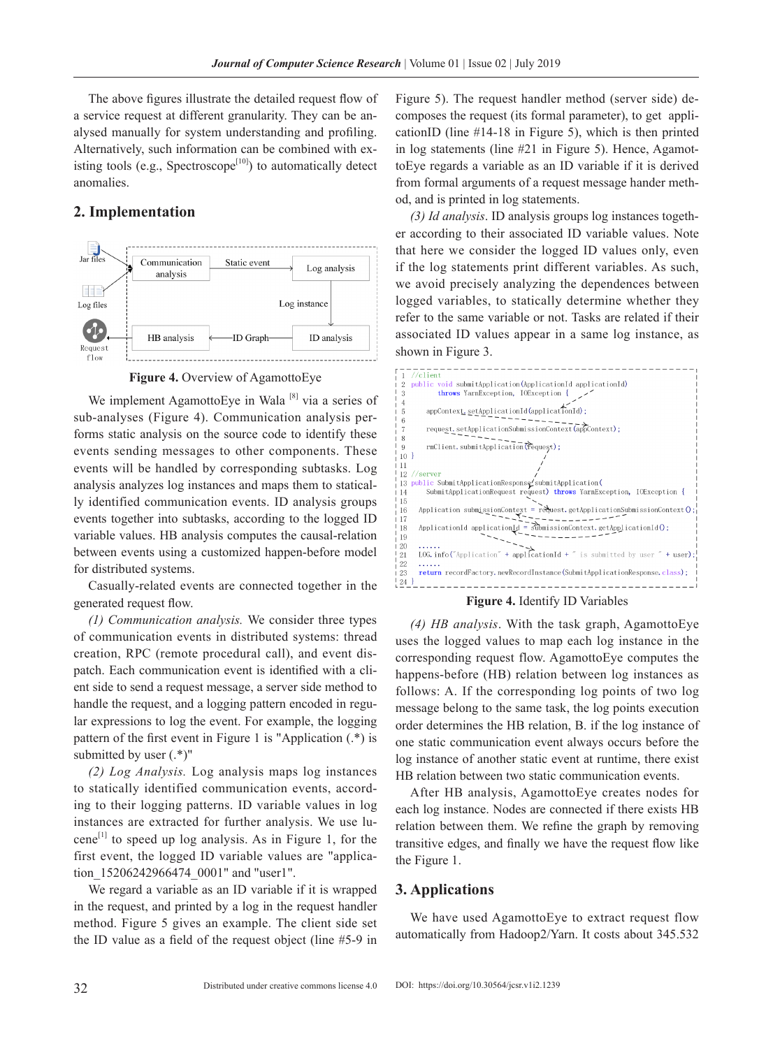The above figures illustrate the detailed request flow of a service request at different granularity. They can be analysed manually for system understanding and profiling. Alternatively, such information can be combined with existing tools (e.g., Spectroscope[10]) to automatically detect anomalies.

## 2. Implementation

Figure 4. Overview of AgamottoEye

We implement AgamottoEye in Wala [8] via a series of sub-analyses (Figure 4). Communication analysis performs static analysis on the source code to identify these events sending messages to other components. These events will be handled by corresponding subtasks. Log analysis analyzes log instances and maps them to statically identified communication events. ID analysis groups events together into subtasks, according to the logged ID variable values. HB analysis computes the causal-relation between events using a customized happen-before model for distributed systems.

Casually-related events are connected together in the generated request flow.

*(1) Communication analysis.* We consider three types of communication events in distributed systems: thread creation, RPC (remote procedural call), and event dispatch. Each communication event is identified with a client side to send a request message, a server side method to handle the request, and a logging pattern encoded in regular expressions to log the event. For example, the logging pattern of the first event in Figure 1 is "Application (.*) is submitted by user (.*)"

*(2) Log Analysis.* Log analysis maps log instances to statically identified communication events, according to their logging patterns. ID variable values in log instances are extracted for further analysis. We use lucene[1] to speed up log analysis. As in Figure 1, for the first event, the logged ID variable values are "application_15206242966474_0001" and "user1".

We regard a variable as an ID variable if it is wrapped in the request, and printed by a log in the request handler method. Figure 5 gives an example. The client side set the ID value as a field of the request object (line #5-9 in Figure 5). The request handler method (server side) decomposes the request (its formal parameter), to get applicationID (line #14-18 in Figure 5), which is then printed in log statements (line #21 in Figure 5). Hence, AgamottoEye regards a variable as an ID variable if it is derived from formal arguments of a request message hander method, and is printed in log statements.

*(3) Id analysis*. ID analysis groups log instances together according to their associated ID variable values. Note that here we consider the logged ID values only, even if the log statements print different variables. As such, we avoid precisely analyzing the dependences between logged variables, to statically determine whether they refer to the same variable or not. Tasks are related if their associated ID values appear in a same log instance, as shown in Figure 3.

```
1  //client
2  public void submitApplication(ApplicationId applicationId)
3          throws YarnException, IOException {
4
5      appContext.setApplicationId(applicationId);
6
7      request.setApplicationSubmissionContext(appContext);
8
9      rmClient.submitApplication(request);
10 }
11
12 //server
13 public SubmitApplicationResponse submitApplication(
14     SubmitApplicationRequest request) throws YarnException, IOException {
15
16     Application submissionContext = request.getApplicationSubmissionContext();
17
18     ApplicationId applicationId = submissionContext.getApplicationId();
19
20     ......
21     LOG.info("Application" + applicationId + " is submitted by user " + user);
22     ......
23     return recordFactory.newRecordInstance(SubmitApplicationResponse.class);
24 }
```

Figure 4. Identify ID Variables

*(4) HB analysis*. With the task graph, AgamottoEye uses the logged values to map each log instance in the corresponding request flow. AgamottoEye computes the happens-before (HB) relation between log instances as follows: A. If the corresponding log points of two log message belong to the same task, the log points execution order determines the HB relation, B. if the log instance of one static communication event always occurs before the log instance of another static event at runtime, there exist HB relation between two static communication events.

After HB analysis, AgamottoEye creates nodes for each log instance. Nodes are connected if there exists HB relation between them. We refine the graph by removing transitive edges, and finally we have the request flow like the Figure 1.

## 3. Applications

We have used AgamottoEye to extract request flow automatically from Hadoop2/Yarn. It costs about 345.532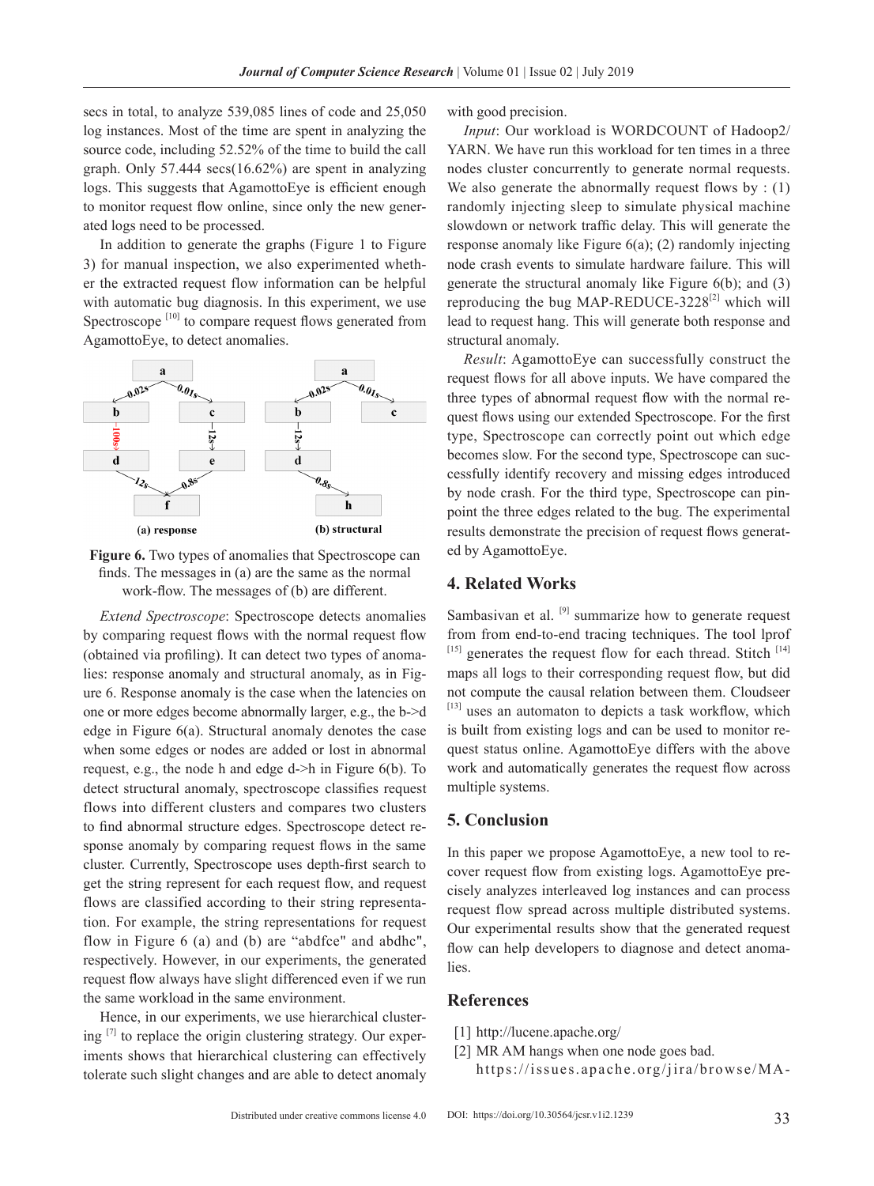secs in total, to analyze 539,085 lines of code and 25,050 log instances. Most of the time are spent in analyzing the source code, including 52.52% of the time to build the call graph. Only 57.444 secs(16.62%) are spent in analyzing logs. This suggests that AgamottoEye is efficient enough to monitor request flow online, since only the new generated logs need to be processed.

In addition to generate the graphs (Figure 1 to Figure 3) for manual inspection, we also experimented whether the extracted request flow information can be helpful with automatic bug diagnosis. In this experiment, we use Spectroscope [10] to compare request flows generated from AgamottoEye, to detect anomalies.

**Figure 6.** Two types of anomalies that Spectroscope can finds. The messages in (a) are the same as the normal work-flow. The messages of (b) are different.

*Extend Spectroscope*: Spectroscope detects anomalies by comparing request flows with the normal request flow (obtained via profiling). It can detect two types of anomalies: response anomaly and structural anomaly, as in Figure 6. Response anomaly is the case when the latencies on one or more edges become abnormally larger, e.g., the b->d edge in Figure 6(a). Structural anomaly denotes the case when some edges or nodes are added or lost in abnormal request, e.g., the node h and edge d->h in Figure 6(b). To detect structural anomaly, spectroscope classifies request flows into different clusters and compares two clusters to find abnormal structure edges. Spectroscope detect response anomaly by comparing request flows in the same cluster. Currently, Spectroscope uses depth-first search to get the string represent for each request flow, and request flows are classified according to their string representation. For example, the string representations for request flow in Figure 6 (a) and (b) are "abdfce" and abdhc", respectively. However, in our experiments, the generated request flow always have slight differenced even if we run the same workload in the same environment.

Hence, in our experiments, we use hierarchical clustering [7] to replace the origin clustering strategy. Our experiments shows that hierarchical clustering can effectively tolerate such slight changes and are able to detect anomaly with good precision.

*Input*: Our workload is WORDCOUNT of Hadoop2/YARN. We have run this workload for ten times in a three nodes cluster concurrently to generate normal requests. We also generate the abnormally request flows by : (1) randomly injecting sleep to simulate physical machine slowdown or network traffic delay. This will generate the response anomaly like Figure 6(a); (2) randomly injecting node crash events to simulate hardware failure. This will generate the structural anomaly like Figure 6(b); and (3) reproducing the bug MAP-REDUCE-3228[2] which will lead to request hang. This will generate both response and structural anomaly.

*Result*: AgamottoEye can successfully construct the request flows for all above inputs. We have compared the three types of abnormal request flow with the normal request flows using our extended Spectroscope. For the first type, Spectroscope can correctly point out which edge becomes slow. For the second type, Spectroscope can successfully identify recovery and missing edges introduced by node crash. For the third type, Spectroscope can pinpoint the three edges related to the bug. The experimental results demonstrate the precision of request flows generated by AgamottoEye.

## 4. Related Works

Sambasivan et al. [9] summarize how to generate request from from end-to-end tracing techniques. The tool lprof [15] generates the request flow for each thread. Stitch [14] maps all logs to their corresponding request flow, but did not compute the causal relation between them. Cloudseer [13] uses an automaton to depicts a task workflow, which is built from existing logs and can be used to monitor request status online. AgamottoEye differs with the above work and automatically generates the request flow across multiple systems.

## 5. Conclusion

In this paper we propose AgamottoEye, a new tool to recover request flow from existing logs. AgamottoEye precisely analyzes interleaved log instances and can process request flow spread across multiple distributed systems. Our experimental results show that the generated request flow can help developers to diagnose and detect anomalies.

## References

[1] http://lucene.apache.org/

[2] MR AM hangs when one node goes bad. https://issues.apache.org/jira/browse/MA-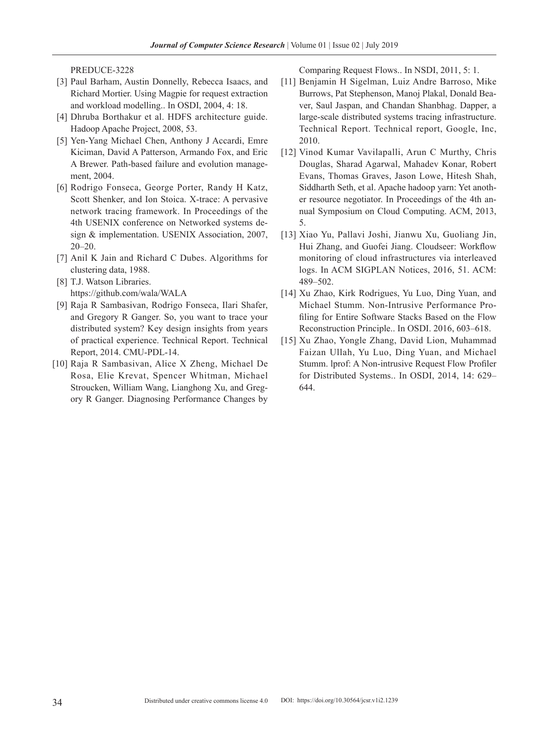PREDUCE-3228

[3] Paul Barham, Austin Donnelly, Rebecca Isaacs, and Richard Mortier. Using Magpie for request extraction and workload modelling.. In OSDI, 2004, 4: 18.

[4] Dhruba Borthakur et al. HDFS architecture guide. Hadoop Apache Project, 2008, 53.

[5] Yen-Yang Michael Chen, Anthony J Accardi, Emre Kiciman, David A Patterson, Armando Fox, and Eric A Brewer. Path-based failure and evolution management, 2004.

[6] Rodrigo Fonseca, George Porter, Randy H Katz, Scott Shenker, and Ion Stoica. X-trace: A pervasive network tracing framework. In Proceedings of the 4th USENIX conference on Networked systems design & implementation. USENIX Association, 2007, 20–20.

[7] Anil K Jain and Richard C Dubes. Algorithms for clustering data, 1988.

[8] T.J. Watson Libraries. https://github.com/wala/WALA

[9] Raja R Sambasivan, Rodrigo Fonseca, Ilari Shafer, and Gregory R Ganger. So, you want to trace your distributed system? Key design insights from years of practical experience. Technical Report. Technical Report, 2014. CMU-PDL-14.

[10] Raja R Sambasivan, Alice X Zheng, Michael De Rosa, Elie Krevat, Spencer Whitman, Michael Stroucken, William Wang, Lianghong Xu, and Gregory R Ganger. Diagnosing Performance Changes by Comparing Request Flows.. In NSDI, 2011, 5: 1.

[11] Benjamin H Sigelman, Luiz Andre Barroso, Mike Burrows, Pat Stephenson, Manoj Plakal, Donald Beaver, Saul Jaspan, and Chandan Shanbhag. Dapper, a large-scale distributed systems tracing infrastructure. Technical Report. Technical report, Google, Inc, 2010.

[12] Vinod Kumar Vavilapalli, Arun C Murthy, Chris Douglas, Sharad Agarwal, Mahadev Konar, Robert Evans, Thomas Graves, Jason Lowe, Hitesh Shah, Siddharth Seth, et al. Apache hadoop yarn: Yet another resource negotiator. In Proceedings of the 4th annual Symposium on Cloud Computing. ACM, 2013, 5.

[13] Xiao Yu, Pallavi Joshi, Jianwu Xu, Guoliang Jin, Hui Zhang, and Guofei Jiang. Cloudseer: Workflow monitoring of cloud infrastructures via interleaved logs. In ACM SIGPLAN Notices, 2016, 51. ACM: 489–502.

[14] Xu Zhao, Kirk Rodrigues, Yu Luo, Ding Yuan, and Michael Stumm. Non-Intrusive Performance Profiling for Entire Software Stacks Based on the Flow Reconstruction Principle.. In OSDI. 2016, 603–618.

[15] Xu Zhao, Yongle Zhang, David Lion, Muhammad Faizan Ullah, Yu Luo, Ding Yuan, and Michael Stumm. lprof: A Non-intrusive Request Flow Profiler for Distributed Systems.. In OSDI, 2014, 14: 629–644.